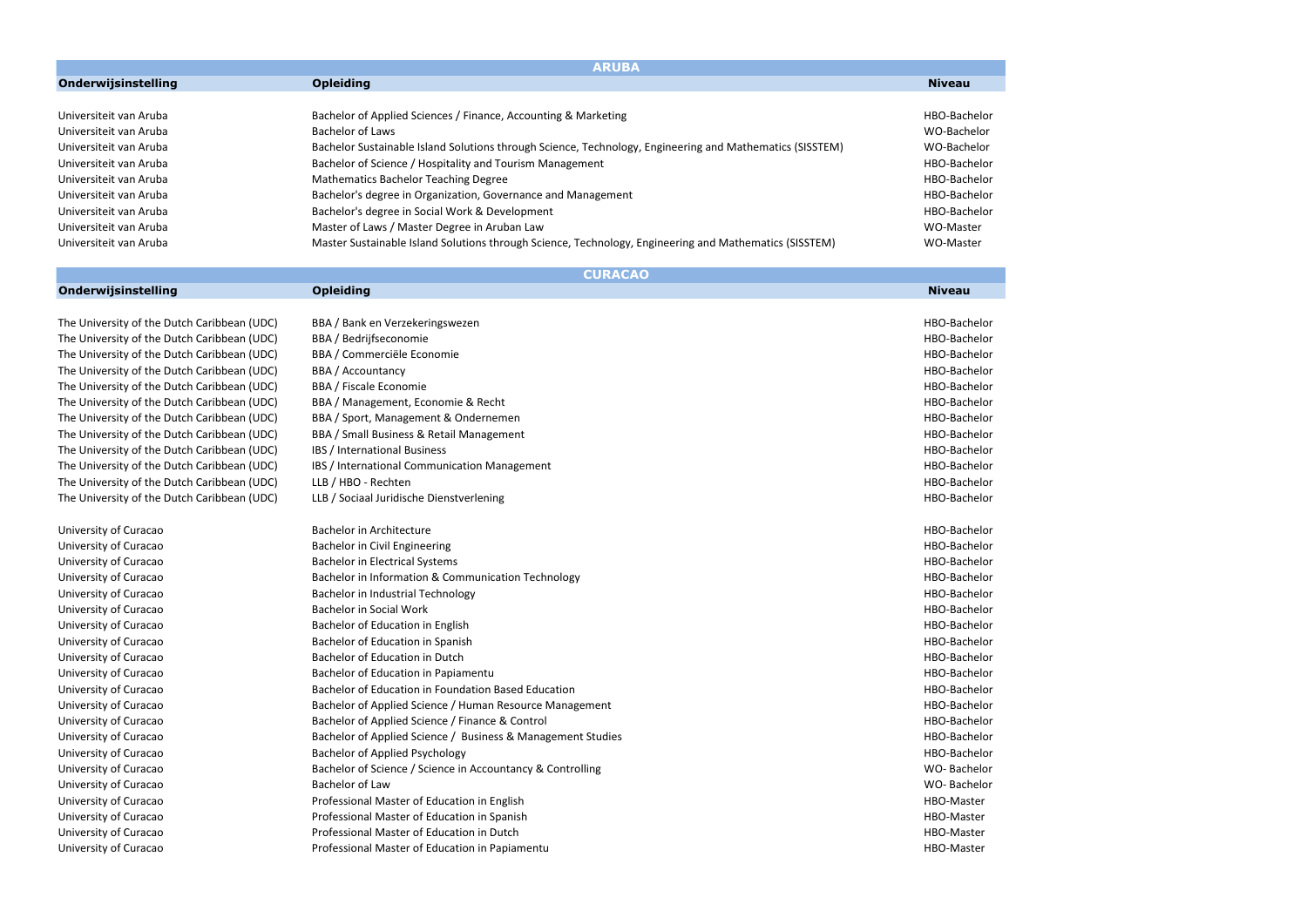## ARUBA

| Onderwijsinstelling | Opleiding | Niveau |
|---|---|---|
| Universiteit van Aruba | Bachelor of Applied Sciences / Finance, Accounting & Marketing | HBO-Bachelor |
| Universiteit van Aruba | Bachelor of Laws | WO-Bachelor |
| Universiteit van Aruba | Bachelor Sustainable Island Solutions through Science, Technology, Engineering and Mathematics (SISSTEM) | WO-Bachelor |
| Universiteit van Aruba | Bachelor of Science / Hospitality and Tourism Management | HBO-Bachelor |
| Universiteit van Aruba | Mathematics Bachelor Teaching Degree | HBO-Bachelor |
| Universiteit van Aruba | Bachelor's degree in Organization, Governance and Management | HBO-Bachelor |
| Universiteit van Aruba | Bachelor's degree in Social Work & Development | HBO-Bachelor |
| Universiteit van Aruba | Master of Laws / Master Degree in Aruban Law | WO-Master |
| Universiteit van Aruba | Master Sustainable Island Solutions through Science, Technology, Engineering and Mathematics (SISSTEM) | WO-Master |

## CURACAO

| Onderwijsinstelling | Opleiding | Niveau |
|---|---|---|
| The University of the Dutch Caribbean (UDC) | BBA / Bank en Verzekeringswezen | HBO-Bachelor |
| The University of the Dutch Caribbean (UDC) | BBA / Bedrijfseconomie | HBO-Bachelor |
| The University of the Dutch Caribbean (UDC) | BBA / Commerciële Economie | HBO-Bachelor |
| The University of the Dutch Caribbean (UDC) | BBA / Accountancy | HBO-Bachelor |
| The University of the Dutch Caribbean (UDC) | BBA / Fiscale Economie | HBO-Bachelor |
| The University of the Dutch Caribbean (UDC) | BBA / Management, Economie & Recht | HBO-Bachelor |
| The University of the Dutch Caribbean (UDC) | BBA / Sport, Management & Ondernemen | HBO-Bachelor |
| The University of the Dutch Caribbean (UDC) | BBA / Small Business & Retail Management | HBO-Bachelor |
| The University of the Dutch Caribbean (UDC) | IBS / International Business | HBO-Bachelor |
| The University of the Dutch Caribbean (UDC) | IBS / International Communication Management | HBO-Bachelor |
| The University of the Dutch Caribbean (UDC) | LLB / HBO - Rechten | HBO-Bachelor |
| The University of the Dutch Caribbean (UDC) | LLB / Sociaal Juridische Dienstverlening | HBO-Bachelor |
| | | |
| University of Curacao | Bachelor in Architecture | HBO-Bachelor |
| University of Curacao | Bachelor in Civil Engineering | HBO-Bachelor |
| University of Curacao | Bachelor in Electrical Systems | HBO-Bachelor |
| University of Curacao | Bachelor in Information & Communication Technology | HBO-Bachelor |
| University of Curacao | Bachelor in Industrial Technology | HBO-Bachelor |
| University of Curacao | Bachelor in Social Work | HBO-Bachelor |
| University of Curacao | Bachelor of Education in English | HBO-Bachelor |
| University of Curacao | Bachelor of Education in Spanish | HBO-Bachelor |
| University of Curacao | Bachelor of Education in Dutch | HBO-Bachelor |
| University of Curacao | Bachelor of Education in Papiamentu | HBO-Bachelor |
| University of Curacao | Bachelor of Education in Foundation Based Education | HBO-Bachelor |
| University of Curacao | Bachelor of Applied Science / Human Resource Management | HBO-Bachelor |
| University of Curacao | Bachelor of Applied Science / Finance & Control | HBO-Bachelor |
| University of Curacao | Bachelor of Applied Science / Business & Management Studies | HBO-Bachelor |
| University of Curacao | Bachelor of Applied Psychology | HBO-Bachelor |
| University of Curacao | Bachelor of Science / Science in Accountancy & Controlling | WO- Bachelor |
| University of Curacao | Bachelor of Law | WO- Bachelor |
| University of Curacao | Professional Master of Education in English | HBO-Master |
| University of Curacao | Professional Master of Education in Spanish | HBO-Master |
| University of Curacao | Professional Master of Education in Dutch | HBO-Master |
| University of Curacao | Professional Master of Education in Papiamentu | HBO-Master |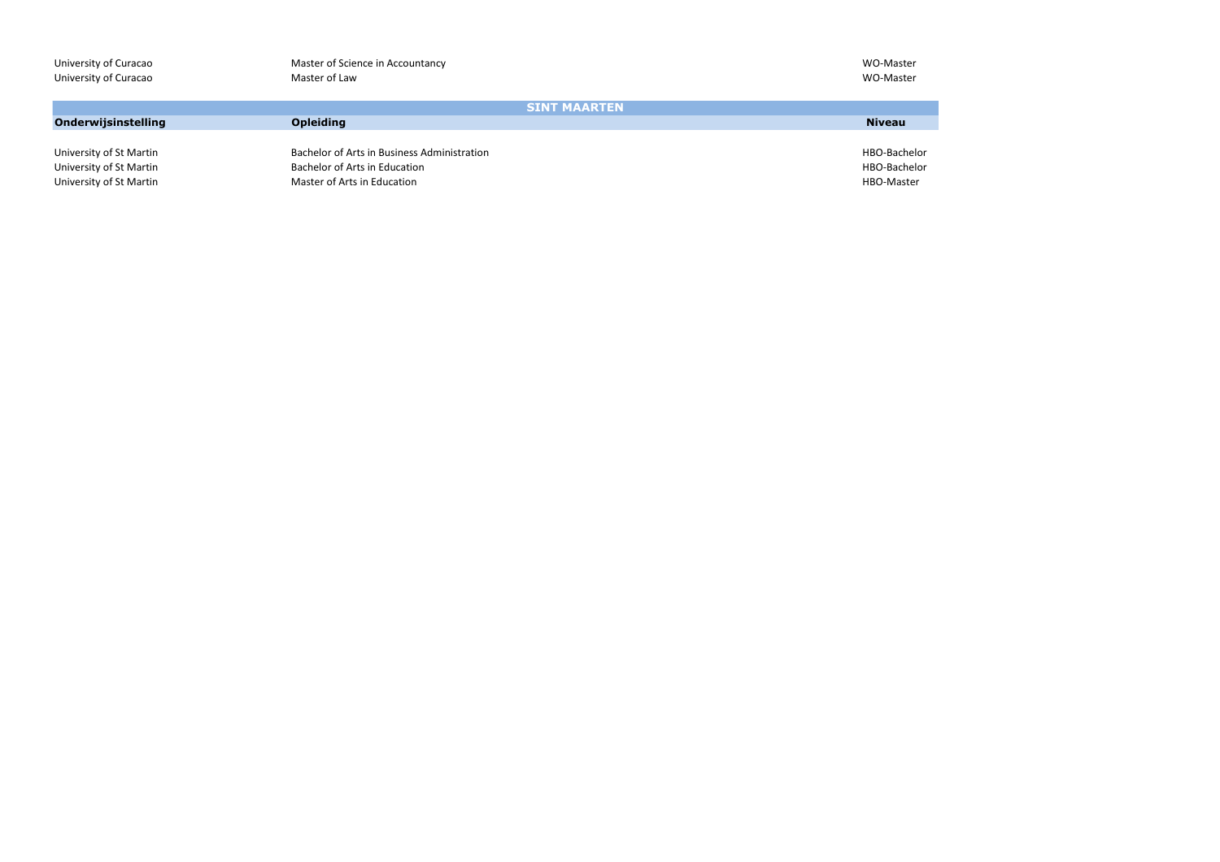| | | |
|---|---|---|
| University of Curacao | Master of Science in Accountancy | WO-Master |
| University of Curacao | Master of Law | WO-Master |

| SINT MAARTEN | | |
|---|---|---|
| **Onderwijsinstelling** | **Opleiding** | **Niveau** |
| University of St Martin | Bachelor of Arts in Business Administration | HBO-Bachelor |
| University of St Martin | Bachelor of Arts in Education | HBO-Bachelor |
| University of St Martin | Master of Arts in Education | HBO-Master |